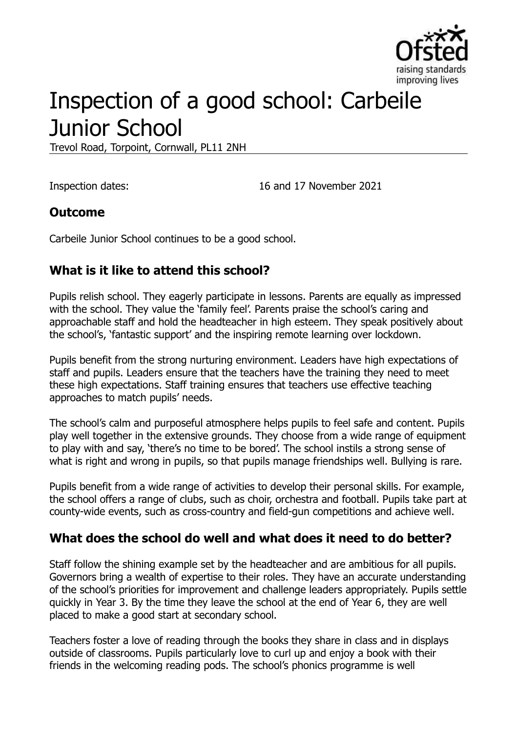# Inspection of a good school: Carbeile Junior School

Trevol Road, Torpoint, Cornwall, PL11 2NH

Inspection dates: 16 and 17 November 2021

## Outcome

Carbeile Junior School continues to be a good school.

## What is it like to attend this school?

Pupils relish school. They eagerly participate in lessons. Parents are equally as impressed with the school. They value the 'family feel'. Parents praise the school's caring and approachable staff and hold the headteacher in high esteem. They speak positively about the school's, 'fantastic support' and the inspiring remote learning over lockdown.

Pupils benefit from the strong nurturing environment. Leaders have high expectations of staff and pupils. Leaders ensure that the teachers have the training they need to meet these high expectations. Staff training ensures that teachers use effective teaching approaches to match pupils' needs.

The school's calm and purposeful atmosphere helps pupils to feel safe and content. Pupils play well together in the extensive grounds. They choose from a wide range of equipment to play with and say, 'there's no time to be bored'. The school instils a strong sense of what is right and wrong in pupils, so that pupils manage friendships well. Bullying is rare.

Pupils benefit from a wide range of activities to develop their personal skills. For example, the school offers a range of clubs, such as choir, orchestra and football. Pupils take part at county-wide events, such as cross-country and field-gun competitions and achieve well.

## What does the school do well and what does it need to do better?

Staff follow the shining example set by the headteacher and are ambitious for all pupils. Governors bring a wealth of expertise to their roles. They have an accurate understanding of the school's priorities for improvement and challenge leaders appropriately. Pupils settle quickly in Year 3. By the time they leave the school at the end of Year 6, they are well placed to make a good start at secondary school.

Teachers foster a love of reading through the books they share in class and in displays outside of classrooms. Pupils particularly love to curl up and enjoy a book with their friends in the welcoming reading pods. The school's phonics programme is well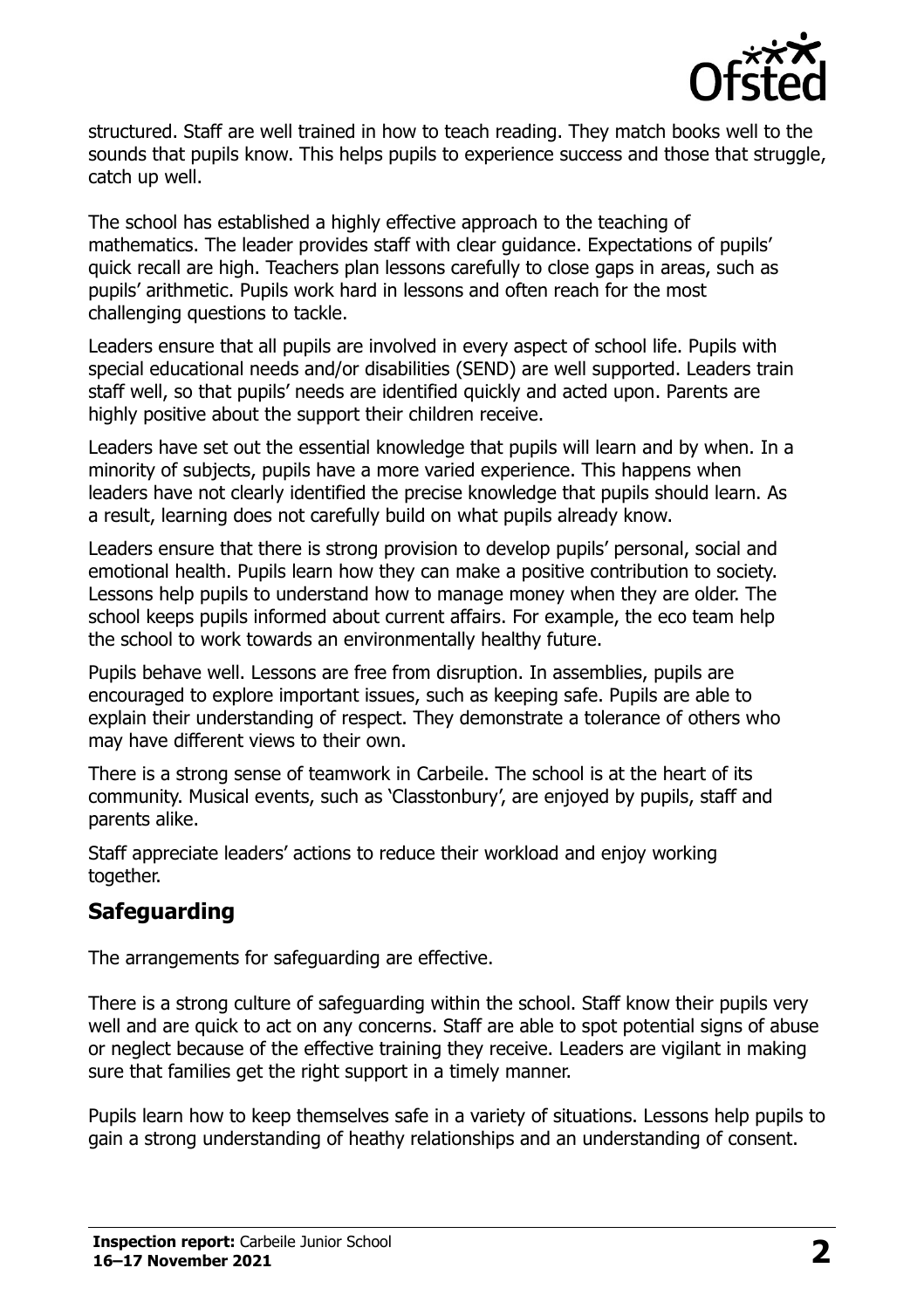structured. Staff are well trained in how to teach reading. They match books well to the sounds that pupils know. This helps pupils to experience success and those that struggle, catch up well.

The school has established a highly effective approach to the teaching of mathematics. The leader provides staff with clear guidance. Expectations of pupils' quick recall are high. Teachers plan lessons carefully to close gaps in areas, such as pupils' arithmetic. Pupils work hard in lessons and often reach for the most challenging questions to tackle.

Leaders ensure that all pupils are involved in every aspect of school life. Pupils with special educational needs and/or disabilities (SEND) are well supported. Leaders train staff well, so that pupils' needs are identified quickly and acted upon. Parents are highly positive about the support their children receive.

Leaders have set out the essential knowledge that pupils will learn and by when. In a minority of subjects, pupils have a more varied experience. This happens when leaders have not clearly identified the precise knowledge that pupils should learn. As a result, learning does not carefully build on what pupils already know.

Leaders ensure that there is strong provision to develop pupils' personal, social and emotional health. Pupils learn how they can make a positive contribution to society. Lessons help pupils to understand how to manage money when they are older. The school keeps pupils informed about current affairs. For example, the eco team help the school to work towards an environmentally healthy future.

Pupils behave well. Lessons are free from disruption. In assemblies, pupils are encouraged to explore important issues, such as keeping safe. Pupils are able to explain their understanding of respect. They demonstrate a tolerance of others who may have different views to their own.

There is a strong sense of teamwork in Carbeile. The school is at the heart of its community. Musical events, such as 'Classtonbury', are enjoyed by pupils, staff and parents alike.

Staff appreciate leaders' actions to reduce their workload and enjoy working together.

## Safeguarding

The arrangements for safeguarding are effective.

There is a strong culture of safeguarding within the school. Staff know their pupils very well and are quick to act on any concerns. Staff are able to spot potential signs of abuse or neglect because of the effective training they receive. Leaders are vigilant in making sure that families get the right support in a timely manner.

Pupils learn how to keep themselves safe in a variety of situations. Lessons help pupils to gain a strong understanding of heathy relationships and an understanding of consent.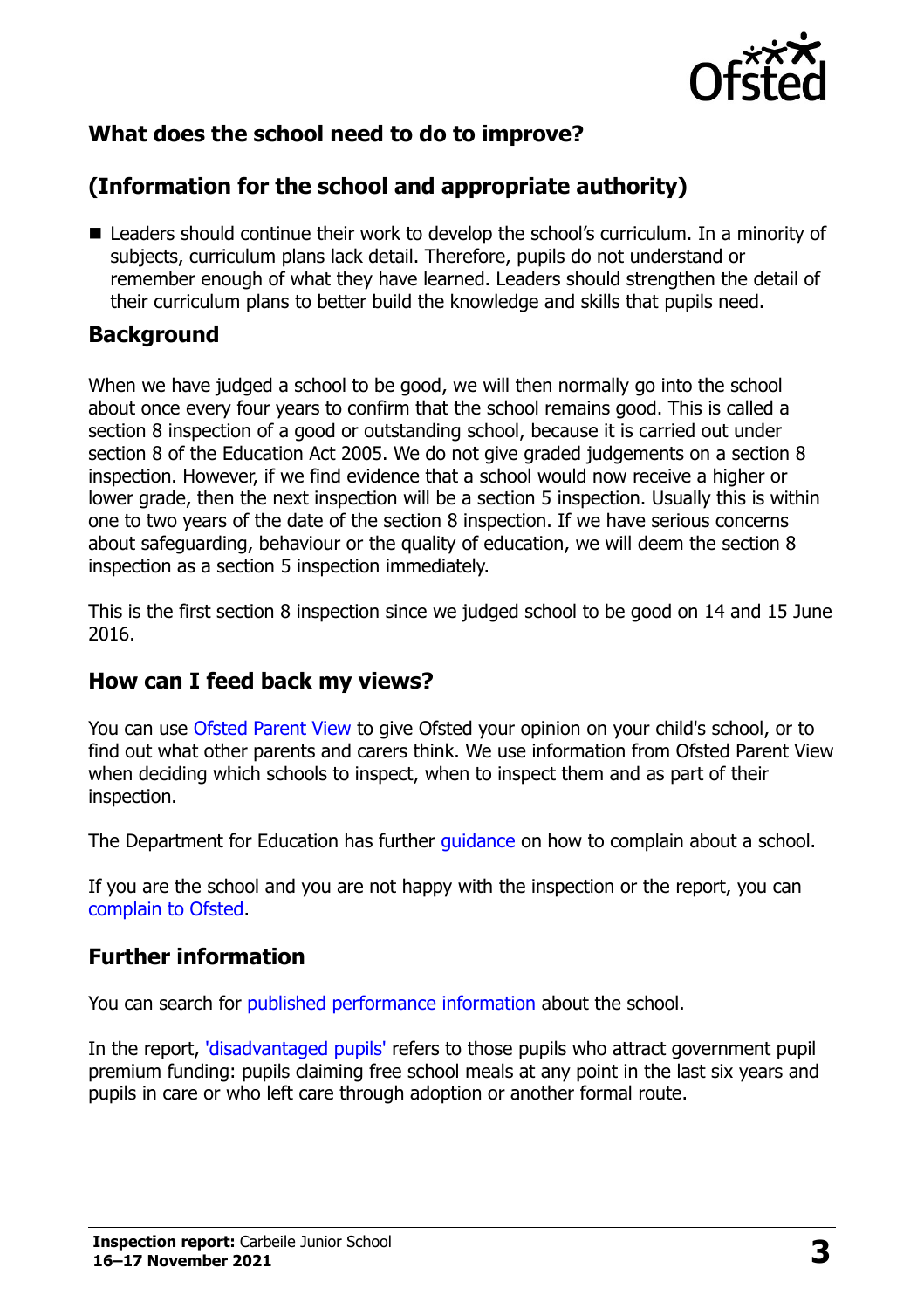## What does the school need to do to improve?

## (Information for the school and appropriate authority)

- Leaders should continue their work to develop the school's curriculum. In a minority of subjects, curriculum plans lack detail. Therefore, pupils do not understand or remember enough of what they have learned. Leaders should strengthen the detail of their curriculum plans to better build the knowledge and skills that pupils need.

## Background

When we have judged a school to be good, we will then normally go into the school about once every four years to confirm that the school remains good. This is called a section 8 inspection of a good or outstanding school, because it is carried out under section 8 of the Education Act 2005. We do not give graded judgements on a section 8 inspection. However, if we find evidence that a school would now receive a higher or lower grade, then the next inspection will be a section 5 inspection. Usually this is within one to two years of the date of the section 8 inspection. If we have serious concerns about safeguarding, behaviour or the quality of education, we will deem the section 8 inspection as a section 5 inspection immediately.

This is the first section 8 inspection since we judged school to be good on 14 and 15 June 2016.

## How can I feed back my views?

You can use Ofsted Parent View to give Ofsted your opinion on your child's school, or to find out what other parents and carers think. We use information from Ofsted Parent View when deciding which schools to inspect, when to inspect them and as part of their inspection.

The Department for Education has further guidance on how to complain about a school.

If you are the school and you are not happy with the inspection or the report, you can complain to Ofsted.

## Further information

You can search for published performance information about the school.

In the report, 'disadvantaged pupils' refers to those pupils who attract government pupil premium funding: pupils claiming free school meals at any point in the last six years and pupils in care or who left care through adoption or another formal route.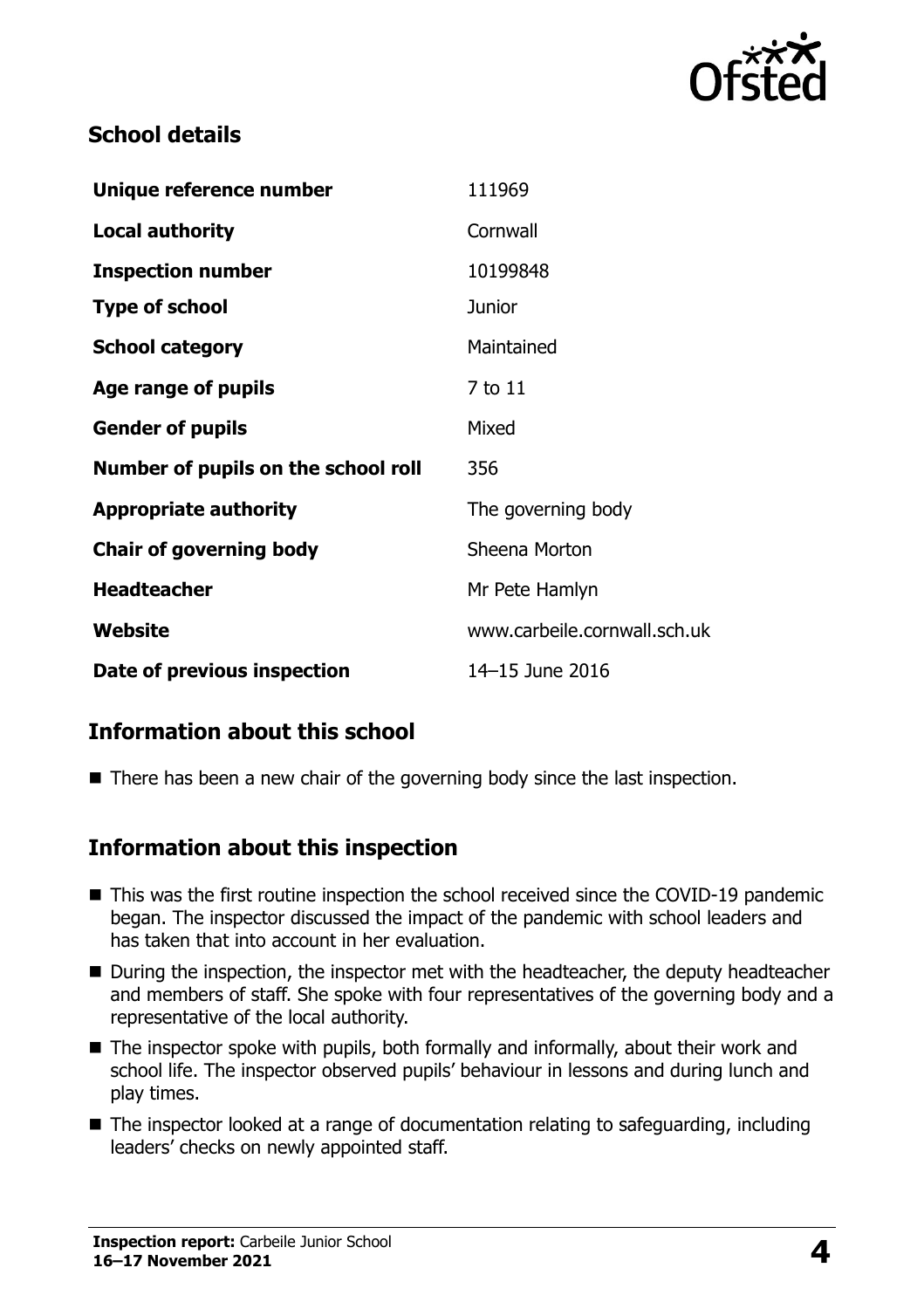## School details

| | |
|---|---|
| **Unique reference number** | 111969 |
| **Local authority** | Cornwall |
| **Inspection number** | 10199848 |
| **Type of school** | Junior |
| **School category** | Maintained |
| **Age range of pupils** | 7 to 11 |
| **Gender of pupils** | Mixed |
| **Number of pupils on the school roll** | 356 |
| **Appropriate authority** | The governing body |
| **Chair of governing body** | Sheena Morton |
| **Headteacher** | Mr Pete Hamlyn |
| **Website** | www.carbeile.cornwall.sch.uk |
| **Date of previous inspection** | 14–15 June 2016 |

## Information about this school

- There has been a new chair of the governing body since the last inspection.

## Information about this inspection

- This was the first routine inspection the school received since the COVID-19 pandemic began. The inspector discussed the impact of the pandemic with school leaders and has taken that into account in her evaluation.
- During the inspection, the inspector met with the headteacher, the deputy headteacher and members of staff. She spoke with four representatives of the governing body and a representative of the local authority.
- The inspector spoke with pupils, both formally and informally, about their work and school life. The inspector observed pupils' behaviour in lessons and during lunch and play times.
- The inspector looked at a range of documentation relating to safeguarding, including leaders' checks on newly appointed staff.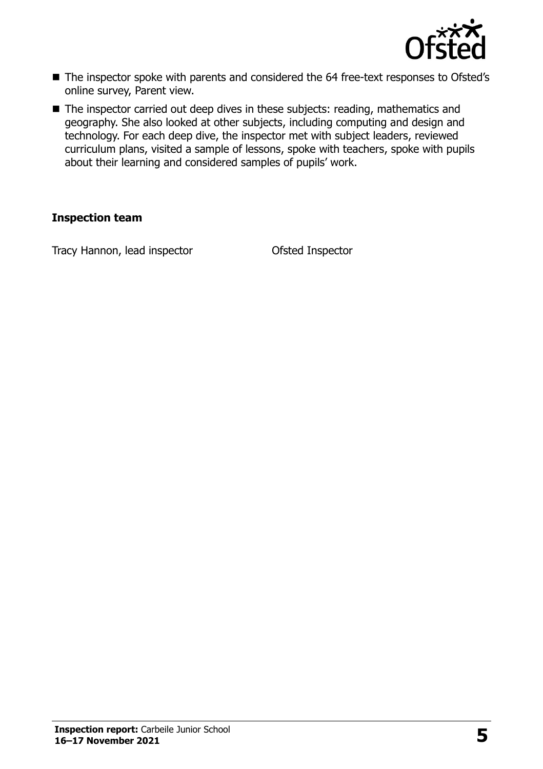- The inspector spoke with parents and considered the 64 free-text responses to Ofsted's online survey, Parent view.
- The inspector carried out deep dives in these subjects: reading, mathematics and geography. She also looked at other subjects, including computing and design and technology. For each deep dive, the inspector met with subject leaders, reviewed curriculum plans, visited a sample of lessons, spoke with teachers, spoke with pupils about their learning and considered samples of pupils' work.

### Inspection team

| | |
|---|---|
| Tracy Hannon, lead inspector | Ofsted Inspector |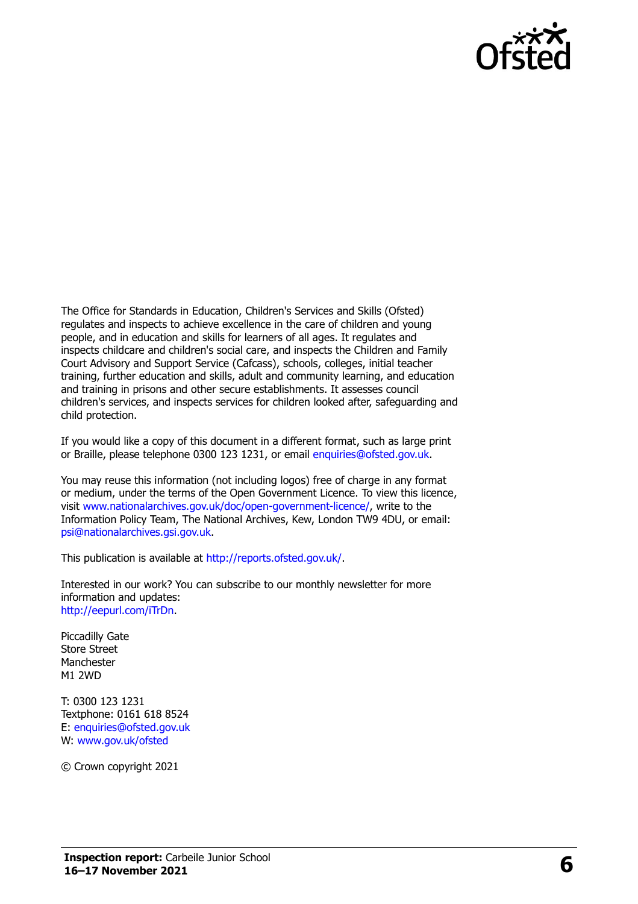The Office for Standards in Education, Children's Services and Skills (Ofsted) regulates and inspects to achieve excellence in the care of children and young people, and in education and skills for learners of all ages. It regulates and inspects childcare and children's social care, and inspects the Children and Family Court Advisory and Support Service (Cafcass), schools, colleges, initial teacher training, further education and skills, adult and community learning, and education and training in prisons and other secure establishments. It assesses council children's services, and inspects services for children looked after, safeguarding and child protection.

If you would like a copy of this document in a different format, such as large print or Braille, please telephone 0300 123 1231, or email enquiries@ofsted.gov.uk.

You may reuse this information (not including logos) free of charge in any format or medium, under the terms of the Open Government Licence. To view this licence, visit www.nationalarchives.gov.uk/doc/open-government-licence/, write to the Information Policy Team, The National Archives, Kew, London TW9 4DU, or email: psi@nationalarchives.gsi.gov.uk.

This publication is available at http://reports.ofsted.gov.uk/.

Interested in our work? You can subscribe to our monthly newsletter for more information and updates:
http://eepurl.com/iTrDn.

Piccadilly Gate
Store Street
Manchester
M1 2WD

T: 0300 123 1231
Textphone: 0161 618 8524
E: enquiries@ofsted.gov.uk
W: www.gov.uk/ofsted

© Crown copyright 2021